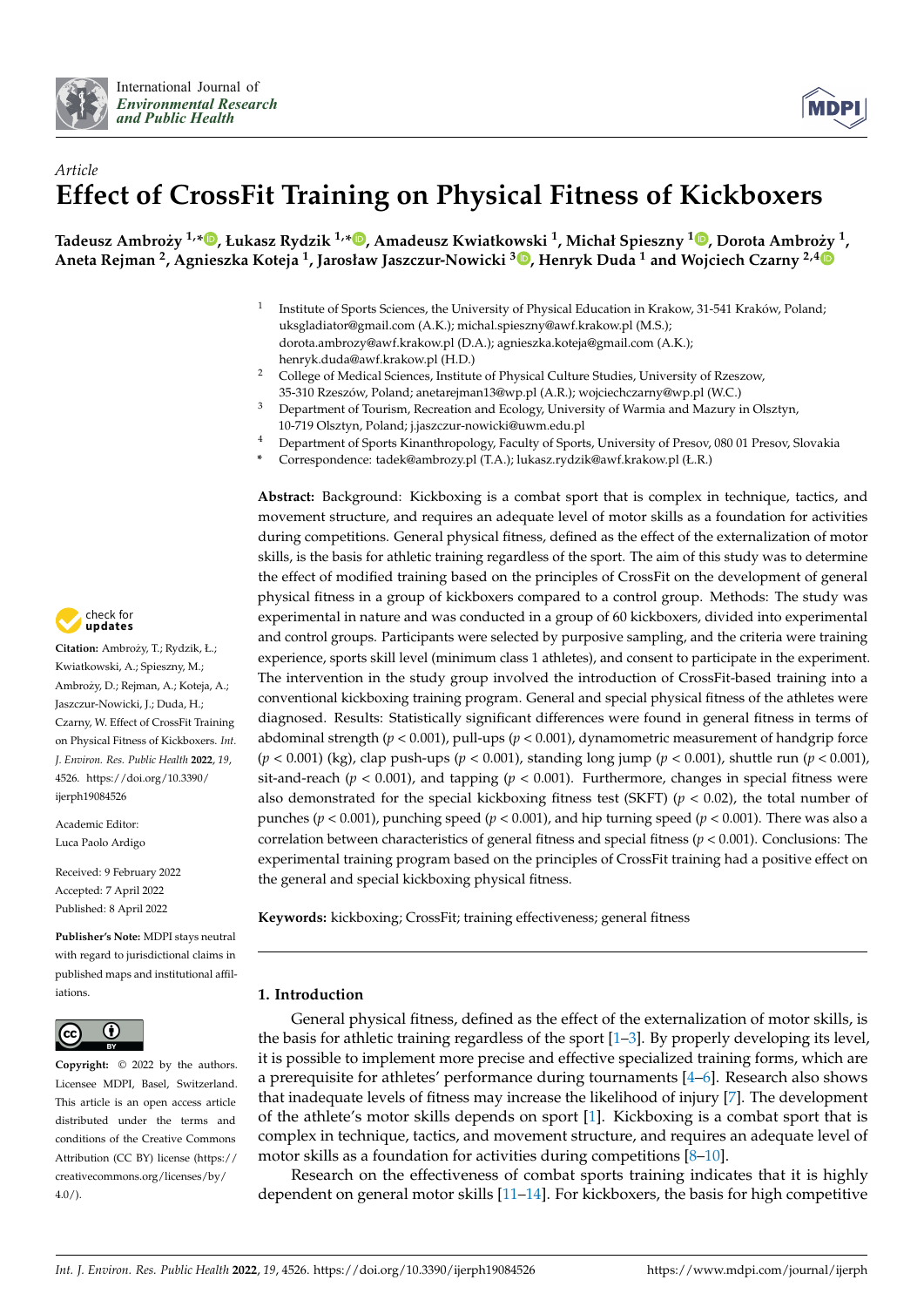*Article*

# Effect of CrossFit Training on Physical Fitness of Kickboxers

**Tadeusz Ambroży [1,*], Łukasz Rydzik [1,*], Amadeusz Kwiatkowski [1], Michał Spieszny [1], Dorota Ambroży [1], Aneta Rejman [2], Agnieszka Koteja [1], Jarosław Jaszczur-Nowicki [3], Henryk Duda [1] and Wojciech Czarny [2,4]**

[1] Institute of Sports Sciences, the University of Physical Education in Krakow, 31-541 Kraków, Poland; uksgladiator@gmail.com (A.K.); michal.spieszny@awf.krakow.pl (M.S.); dorota.ambrozy@awf.krakow.pl (D.A.); agnieszka.koteja@gmail.com (A.K.); henryk.duda@awf.krakow.pl (H.D.)

[2] College of Medical Sciences, Institute of Physical Culture Studies, University of Rzeszow, 35-310 Rzeszów, Poland; anetarejman13@wp.pl (A.R.); wojciechczarny@wp.pl (W.C.)

[3] Department of Tourism, Recreation and Ecology, University of Warmia and Mazury in Olsztyn, 10-719 Olsztyn, Poland; j.jaszczur-nowicki@uwm.edu.pl

[4] Department of Sports Kinanthropology, Faculty of Sports, University of Presov, 080 01 Presov, Slovakia

\* Correspondence: tadek@ambrozy.pl (T.A.); lukasz.rydzik@awf.krakow.pl (Ł.R.)

**Citation:** Ambroży, T.; Rydzik, Ł.; Kwiatkowski, A.; Spieszny, M.; Ambroży, D.; Rejman, A.; Koteja, A.; Jaszczur-Nowicki, J.; Duda, H.; Czarny, W. Effect of CrossFit Training on Physical Fitness of Kickboxers. *Int. J. Environ. Res. Public Health* **2022**, *19*, 4526. https://doi.org/10.3390/ijerph19084526

Academic Editor: Luca Paolo Ardigo

Received: 9 February 2022
Accepted: 7 April 2022
Published: 8 April 2022

**Publisher's Note:** MDPI stays neutral with regard to jurisdictional claims in published maps and institutional affiliations.

**Copyright:** © 2022 by the authors. Licensee MDPI, Basel, Switzerland. This article is an open access article distributed under the terms and conditions of the Creative Commons Attribution (CC BY) license (https://creativecommons.org/licenses/by/4.0/).

**Abstract:** Background: Kickboxing is a combat sport that is complex in technique, tactics, and movement structure, and requires an adequate level of motor skills as a foundation for activities during competitions. General physical fitness, defined as the effect of the externalization of motor skills, is the basis for athletic training regardless of the sport. The aim of this study was to determine the effect of modified training based on the principles of CrossFit on the development of general physical fitness in a group of kickboxers compared to a control group. Methods: The study was experimental in nature and was conducted in a group of 60 kickboxers, divided into experimental and control groups. Participants were selected by purposive sampling, and the criteria were training experience, sports skill level (minimum class 1 athletes), and consent to participate in the experiment. The intervention in the study group involved the introduction of CrossFit-based training into a conventional kickboxing training program. General and special physical fitness of the athletes were diagnosed. Results: Statistically significant differences were found in general fitness in terms of abdominal strength ($p < 0.001$), pull-ups ($p < 0.001$), dynamometric measurement of handgrip force ($p < 0.001$) (kg), clap push-ups ($p < 0.001$), standing long jump ($p < 0.001$), shuttle run ($p < 0.001$), sit-and-reach ($p < 0.001$), and tapping ($p < 0.001$). Furthermore, changes in special fitness were also demonstrated for the special kickboxing fitness test (SKFT) ($p < 0.02$), the total number of punches ($p < 0.001$), punching speed ($p < 0.001$), and hip turning speed ($p < 0.001$). There was also a correlation between characteristics of general fitness and special fitness ($p < 0.001$). Conclusions: The experimental training program based on the principles of CrossFit training had a positive effect on the general and special kickboxing physical fitness.

**Keywords:** kickboxing; CrossFit; training effectiveness; general fitness

## 1. Introduction

General physical fitness, defined as the effect of the externalization of motor skills, is the basis for athletic training regardless of the sport [1–3]. By properly developing its level, it is possible to implement more precise and effective specialized training forms, which are a prerequisite for athletes' performance during tournaments [4–6]. Research also shows that inadequate levels of fitness may increase the likelihood of injury [7]. The development of the athlete's motor skills depends on sport [1]. Kickboxing is a combat sport that is complex in technique, tactics, and movement structure, and requires an adequate level of motor skills as a foundation for activities during competitions [8–10].

Research on the effectiveness of combat sports training indicates that it is highly dependent on general motor skills [11–14]. For kickboxers, the basis for high competitive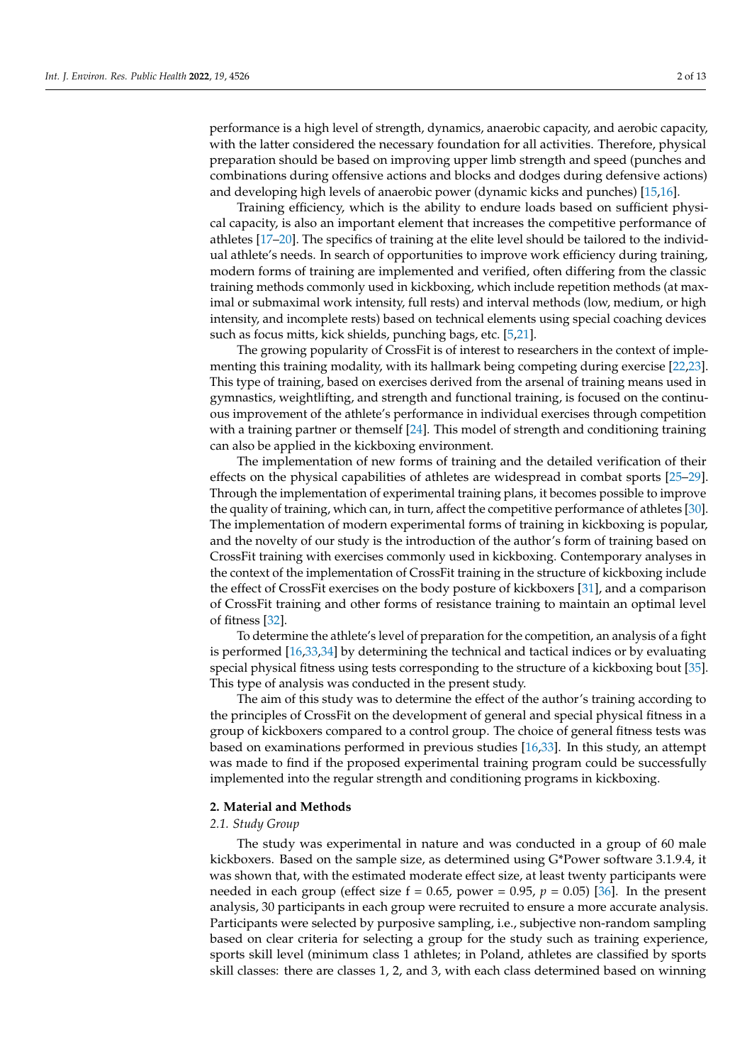performance is a high level of strength, dynamics, anaerobic capacity, and aerobic capacity, with the latter considered the necessary foundation for all activities. Therefore, physical preparation should be based on improving upper limb strength and speed (punches and combinations during offensive actions and blocks and dodges during defensive actions) and developing high levels of anaerobic power (dynamic kicks and punches) [15,16].

Training efficiency, which is the ability to endure loads based on sufficient physical capacity, is also an important element that increases the competitive performance of athletes [17–20]. The specifics of training at the elite level should be tailored to the individual athlete's needs. In search of opportunities to improve work efficiency during training, modern forms of training are implemented and verified, often differing from the classic training methods commonly used in kickboxing, which include repetition methods (at maximal or submaximal work intensity, full rests) and interval methods (low, medium, or high intensity, and incomplete rests) based on technical elements using special coaching devices such as focus mitts, kick shields, punching bags, etc. [5,21].

The growing popularity of CrossFit is of interest to researchers in the context of implementing this training modality, with its hallmark being competing during exercise [22,23]. This type of training, based on exercises derived from the arsenal of training means used in gymnastics, weightlifting, and strength and functional training, is focused on the continuous improvement of the athlete's performance in individual exercises through competition with a training partner or themself [24]. This model of strength and conditioning training can also be applied in the kickboxing environment.

The implementation of new forms of training and the detailed verification of their effects on the physical capabilities of athletes are widespread in combat sports [25–29]. Through the implementation of experimental training plans, it becomes possible to improve the quality of training, which can, in turn, affect the competitive performance of athletes [30]. The implementation of modern experimental forms of training in kickboxing is popular, and the novelty of our study is the introduction of the author's form of training based on CrossFit training with exercises commonly used in kickboxing. Contemporary analyses in the context of the implementation of CrossFit training in the structure of kickboxing include the effect of CrossFit exercises on the body posture of kickboxers [31], and a comparison of CrossFit training and other forms of resistance training to maintain an optimal level of fitness [32].

To determine the athlete's level of preparation for the competition, an analysis of a fight is performed [16,33,34] by determining the technical and tactical indices or by evaluating special physical fitness using tests corresponding to the structure of a kickboxing bout [35]. This type of analysis was conducted in the present study.

The aim of this study was to determine the effect of the author's training according to the principles of CrossFit on the development of general and special physical fitness in a group of kickboxers compared to a control group. The choice of general fitness tests was based on examinations performed in previous studies [16,33]. In this study, an attempt was made to find if the proposed experimental training program could be successfully implemented into the regular strength and conditioning programs in kickboxing.

## 2. Material and Methods

### *2.1. Study Group*

The study was experimental in nature and was conducted in a group of 60 male kickboxers. Based on the sample size, as determined using G*Power software 3.1.9.4, it was shown that, with the estimated moderate effect size, at least twenty participants were needed in each group (effect size f = 0.65, power = 0.95, $p = 0.05$) [36]. In the present analysis, 30 participants in each group were recruited to ensure a more accurate analysis. Participants were selected by purposive sampling, i.e., subjective non-random sampling based on clear criteria for selecting a group for the study such as training experience, sports skill level (minimum class 1 athletes; in Poland, athletes are classified by sports skill classes: there are classes 1, 2, and 3, with each class determined based on winning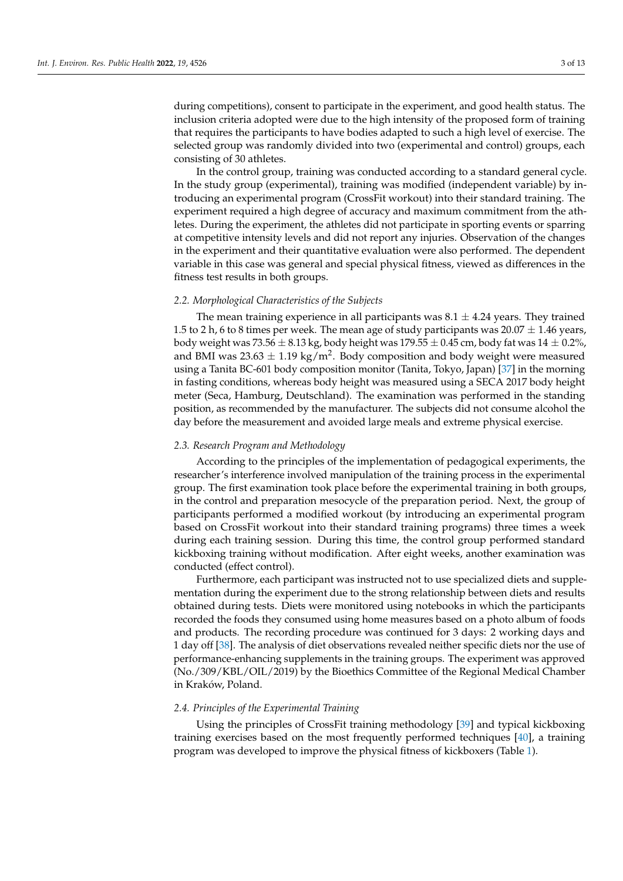during competitions), consent to participate in the experiment, and good health status. The inclusion criteria adopted were due to the high intensity of the proposed form of training that requires the participants to have bodies adapted to such a high level of exercise. The selected group was randomly divided into two (experimental and control) groups, each consisting of 30 athletes.

In the control group, training was conducted according to a standard general cycle. In the study group (experimental), training was modified (independent variable) by introducing an experimental program (CrossFit workout) into their standard training. The experiment required a high degree of accuracy and maximum commitment from the athletes. During the experiment, the athletes did not participate in sporting events or sparring at competitive intensity levels and did not report any injuries. Observation of the changes in the experiment and their quantitative evaluation were also performed. The dependent variable in this case was general and special physical fitness, viewed as differences in the fitness test results in both groups.

### *2.2. Morphological Characteristics of the Subjects*

The mean training experience in all participants was $8.1 \pm 4.24$ years. They trained 1.5 to 2 h, 6 to 8 times per week. The mean age of study participants was $20.07 \pm 1.46$ years, body weight was $73.56 \pm 8.13$ kg, body height was $179.55 \pm 0.45$ cm, body fat was $14 \pm 0.2\%$, and BMI was $23.63 \pm 1.19$ kg/m$^2$. Body composition and body weight were measured using a Tanita BC-601 body composition monitor (Tanita, Tokyo, Japan) [37] in the morning in fasting conditions, whereas body height was measured using a SECA 2017 body height meter (Seca, Hamburg, Deutschland). The examination was performed in the standing position, as recommended by the manufacturer. The subjects did not consume alcohol the day before the measurement and avoided large meals and extreme physical exercise.

### *2.3. Research Program and Methodology*

According to the principles of the implementation of pedagogical experiments, the researcher's interference involved manipulation of the training process in the experimental group. The first examination took place before the experimental training in both groups, in the control and preparation mesocycle of the preparation period. Next, the group of participants performed a modified workout (by introducing an experimental program based on CrossFit workout into their standard training programs) three times a week during each training session. During this time, the control group performed standard kickboxing training without modification. After eight weeks, another examination was conducted (effect control).

Furthermore, each participant was instructed not to use specialized diets and supplementation during the experiment due to the strong relationship between diets and results obtained during tests. Diets were monitored using notebooks in which the participants recorded the foods they consumed using home measures based on a photo album of foods and products. The recording procedure was continued for 3 days: 2 working days and 1 day off [38]. The analysis of diet observations revealed neither specific diets nor the use of performance-enhancing supplements in the training groups. The experiment was approved (No./309/KBL/OIL/2019) by the Bioethics Committee of the Regional Medical Chamber in Kraków, Poland.

### *2.4. Principles of the Experimental Training*

Using the principles of CrossFit training methodology [39] and typical kickboxing training exercises based on the most frequently performed techniques [40], a training program was developed to improve the physical fitness of kickboxers (Table 1).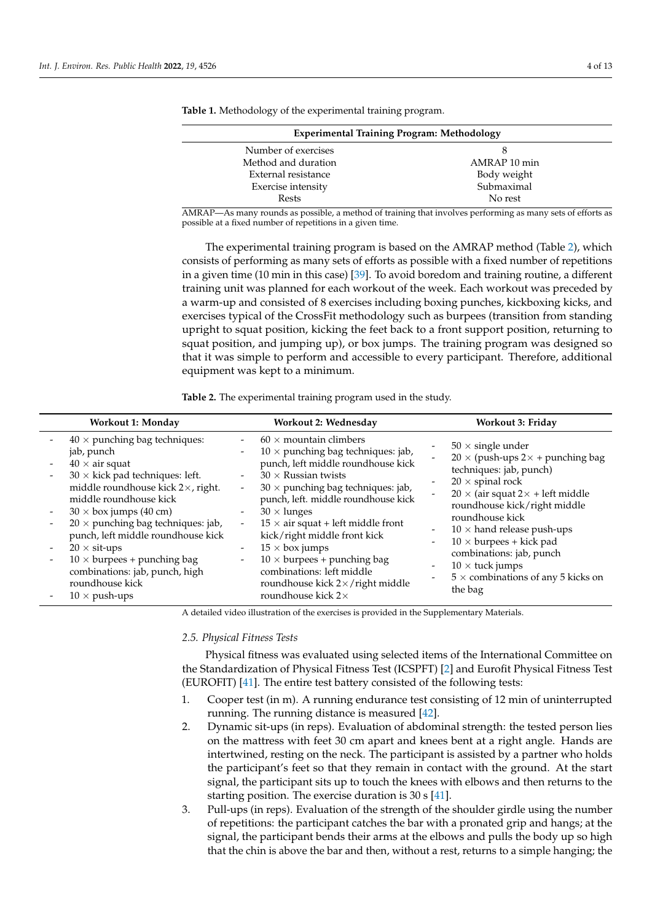**Table 1.** Methodology of the experimental training program.

| Experimental Training Program: Methodology | |
|---|---|
| Number of exercises | 8 |
| Method and duration | AMRAP 10 min |
| External resistance | Body weight |
| Exercise intensity | Submaximal |
| Rests | No rest |

AMRAP—As many rounds as possible, a method of training that involves performing as many sets of efforts as possible at a fixed number of repetitions in a given time.

The experimental training program is based on the AMRAP method (Table 2), which consists of performing as many sets of efforts as possible with a fixed number of repetitions in a given time (10 min in this case) [39]. To avoid boredom and training routine, a different training unit was planned for each workout of the week. Each workout was preceded by a warm-up and consisted of 8 exercises including boxing punches, kickboxing kicks, and exercises typical of the CrossFit methodology such as burpees (transition from standing upright to squat position, kicking the feet back to a front support position, returning to squat position, and jumping up), or box jumps. The training program was designed so that it was simple to perform and accessible to every participant. Therefore, additional equipment was kept to a minimum.

**Table 2.** The experimental training program used in the study.

| Workout 1: Monday | Workout 2: Wednesday | Workout 3: Friday |
|---|---|---|
| - 40 × punching bag techniques: jab, punch<br>- 40 × air squat<br>- 30 × kick pad techniques: left. middle roundhouse kick 2×, right. middle roundhouse kick<br>- 30 × box jumps (40 cm)<br>- 20 × punching bag techniques: jab, punch, left middle roundhouse kick<br>- 20 × sit-ups<br>- 10 × burpees + punching bag combinations: jab, punch, high roundhouse kick<br>- 10 × push-ups | - 60 × mountain climbers<br>- 10 × punching bag techniques: jab, punch, left middle roundhouse kick<br>- 30 × Russian twists<br>- 30 × punching bag techniques: jab, punch, left. middle roundhouse kick<br>- 30 × lunges<br>- 15 × air squat + left middle front kick/right middle front kick<br>- 15 × box jumps<br>- 10 × burpees + punching bag combinations: left middle roundhouse kick 2×/right middle roundhouse kick 2× | - 50 × single under<br>- 20 × (push-ups 2× + punching bag techniques: jab, punch)<br>- 20 × spinal rock<br>- 20 × (air squat 2× + left middle roundhouse kick/right middle roundhouse kick<br>- 10 × hand release push-ups<br>- 10 × burpees + kick pad combinations: jab, punch<br>- 10 × tuck jumps<br>- 5 × combinations of any 5 kicks on the bag |

A detailed video illustration of the exercises is provided in the Supplementary Materials.

### 2.5. Physical Fitness Tests

Physical fitness was evaluated using selected items of the International Committee on the Standardization of Physical Fitness Test (ICSPFT) [2] and Eurofit Physical Fitness Test (EUROFIT) [41]. The entire test battery consisted of the following tests:

1. Cooper test (in m). A running endurance test consisting of 12 min of uninterrupted running. The running distance is measured [42].
2. Dynamic sit-ups (in reps). Evaluation of abdominal strength: the tested person lies on the mattress with feet 30 cm apart and knees bent at a right angle. Hands are intertwined, resting on the neck. The participant is assisted by a partner who holds the participant's feet so that they remain in contact with the ground. At the start signal, the participant sits up to touch the knees with elbows and then returns to the starting position. The exercise duration is 30 s [41].
3. Pull-ups (in reps). Evaluation of the strength of the shoulder girdle using the number of repetitions: the participant catches the bar with a pronated grip and hangs; at the signal, the participant bends their arms at the elbows and pulls the body up so high that the chin is above the bar and then, without a rest, returns to a simple hanging; the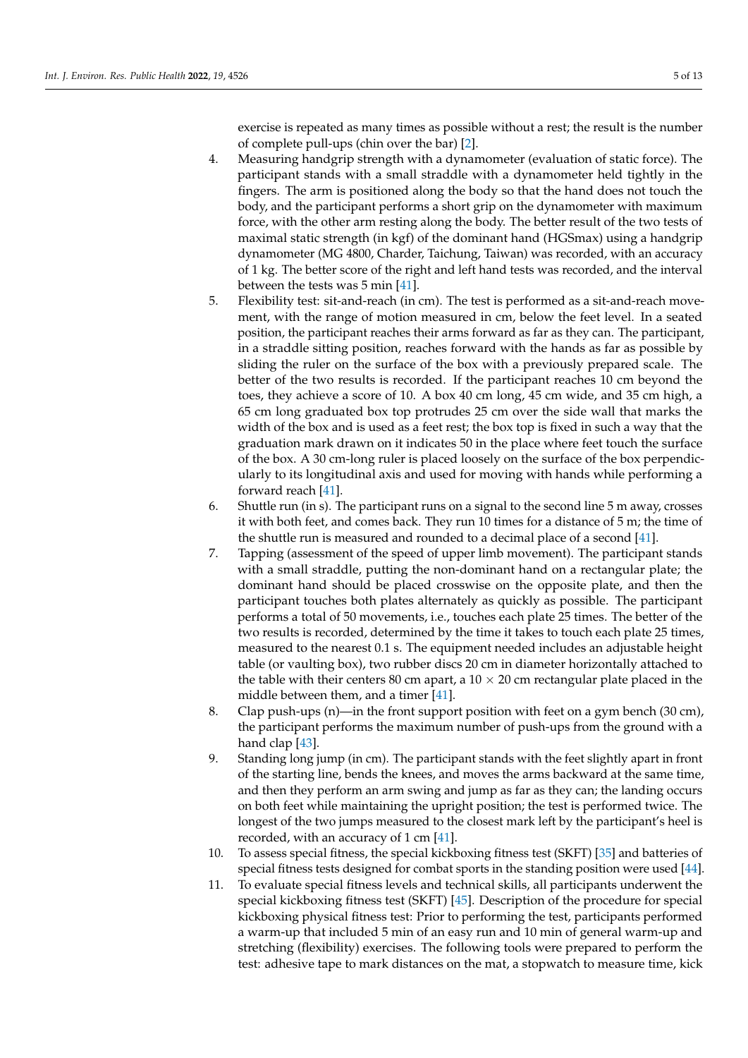exercise is repeated as many times as possible without a rest; the result is the number of complete pull-ups (chin over the bar) [2].

4. Measuring handgrip strength with a dynamometer (evaluation of static force). The participant stands with a small straddle with a dynamometer held tightly in the fingers. The arm is positioned along the body so that the hand does not touch the body, and the participant performs a short grip on the dynamometer with maximum force, with the other arm resting along the body. The better result of the two tests of maximal static strength (in kgf) of the dominant hand (HGSmax) using a handgrip dynamometer (MG 4800, Charder, Taichung, Taiwan) was recorded, with an accuracy of 1 kg. The better score of the right and left hand tests was recorded, and the interval between the tests was 5 min [41].
5. Flexibility test: sit-and-reach (in cm). The test is performed as a sit-and-reach movement, with the range of motion measured in cm, below the feet level. In a seated position, the participant reaches their arms forward as far as they can. The participant, in a straddle sitting position, reaches forward with the hands as far as possible by sliding the ruler on the surface of the box with a previously prepared scale. The better of the two results is recorded. If the participant reaches 10 cm beyond the toes, they achieve a score of 10. A box 40 cm long, 45 cm wide, and 35 cm high, a 65 cm long graduated box top protrudes 25 cm over the side wall that marks the width of the box and is used as a feet rest; the box top is fixed in such a way that the graduation mark drawn on it indicates 50 in the place where feet touch the surface of the box. A 30 cm-long ruler is placed loosely on the surface of the box perpendicularly to its longitudinal axis and used for moving with hands while performing a forward reach [41].
6. Shuttle run (in s). The participant runs on a signal to the second line 5 m away, crosses it with both feet, and comes back. They run 10 times for a distance of 5 m; the time of the shuttle run is measured and rounded to a decimal place of a second [41].
7. Tapping (assessment of the speed of upper limb movement). The participant stands with a small straddle, putting the non-dominant hand on a rectangular plate; the dominant hand should be placed crosswise on the opposite plate, and then the participant touches both plates alternately as quickly as possible. The participant performs a total of 50 movements, i.e., touches each plate 25 times. The better of the two results is recorded, determined by the time it takes to touch each plate 25 times, measured to the nearest 0.1 s. The equipment needed includes an adjustable height table (or vaulting box), two rubber discs 20 cm in diameter horizontally attached to the table with their centers 80 cm apart, a $10 \times 20$ cm rectangular plate placed in the middle between them, and a timer [41].
8. Clap push-ups (n)—in the front support position with feet on a gym bench (30 cm), the participant performs the maximum number of push-ups from the ground with a hand clap [43].
9. Standing long jump (in cm). The participant stands with the feet slightly apart in front of the starting line, bends the knees, and moves the arms backward at the same time, and then they perform an arm swing and jump as far as they can; the landing occurs on both feet while maintaining the upright position; the test is performed twice. The longest of the two jumps measured to the closest mark left by the participant's heel is recorded, with an accuracy of 1 cm [41].
10. To assess special fitness, the special kickboxing fitness test (SKFT) [35] and batteries of special fitness tests designed for combat sports in the standing position were used [44].
11. To evaluate special fitness levels and technical skills, all participants underwent the special kickboxing fitness test (SKFT) [45]. Description of the procedure for special kickboxing physical fitness test: Prior to performing the test, participants performed a warm-up that included 5 min of an easy run and 10 min of general warm-up and stretching (flexibility) exercises. The following tools were prepared to perform the test: adhesive tape to mark distances on the mat, a stopwatch to measure time, kick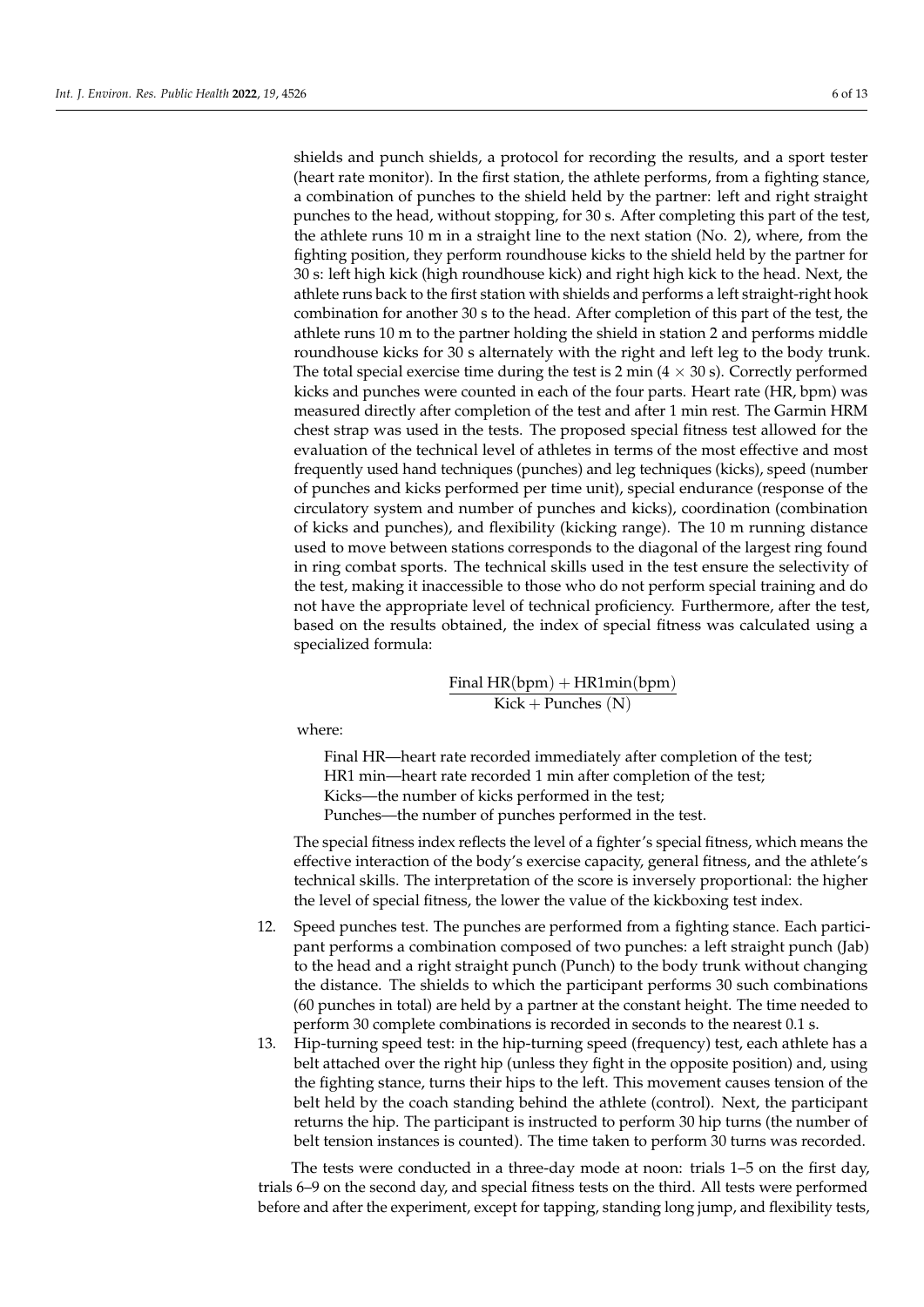shields and punch shields, a protocol for recording the results, and a sport tester (heart rate monitor). In the first station, the athlete performs, from a fighting stance, a combination of punches to the shield held by the partner: left and right straight punches to the head, without stopping, for 30 s. After completing this part of the test, the athlete runs 10 m in a straight line to the next station (No. 2), where, from the fighting position, they perform roundhouse kicks to the shield held by the partner for 30 s: left high kick (high roundhouse kick) and right high kick to the head. Next, the athlete runs back to the first station with shields and performs a left straight-right hook combination for another 30 s to the head. After completion of this part of the test, the athlete runs 10 m to the partner holding the shield in station 2 and performs middle roundhouse kicks for 30 s alternately with the right and left leg to the body trunk. The total special exercise time during the test is 2 min ($4 \times 30$ s). Correctly performed kicks and punches were counted in each of the four parts. Heart rate (HR, bpm) was measured directly after completion of the test and after 1 min rest. The Garmin HRM chest strap was used in the tests. The proposed special fitness test allowed for the evaluation of the technical level of athletes in terms of the most effective and most frequently used hand techniques (punches) and leg techniques (kicks), speed (number of punches and kicks performed per time unit), special endurance (response of the circulatory system and number of punches and kicks), coordination (combination of kicks and punches), and flexibility (kicking range). The 10 m running distance used to move between stations corresponds to the diagonal of the largest ring found in ring combat sports. The technical skills used in the test ensure the selectivity of the test, making it inaccessible to those who do not perform special training and do not have the appropriate level of technical proficiency. Furthermore, after the test, based on the results obtained, the index of special fitness was calculated using a specialized formula:

$$\frac{\text{Final HR(bpm)} + \text{HR1min(bpm)}}{\text{Kick} + \text{Punches (N)}}$$

where:

Final HR—heart rate recorded immediately after completion of the test;
HR1 min—heart rate recorded 1 min after completion of the test;
Kicks—the number of kicks performed in the test;
Punches—the number of punches performed in the test.

The special fitness index reflects the level of a fighter's special fitness, which means the effective interaction of the body's exercise capacity, general fitness, and the athlete's technical skills. The interpretation of the score is inversely proportional: the higher the level of special fitness, the lower the value of the kickboxing test index.

12. Speed punches test. The punches are performed from a fighting stance. Each participant performs a combination composed of two punches: a left straight punch (Jab) to the head and a right straight punch (Punch) to the body trunk without changing the distance. The shields to which the participant performs 30 such combinations (60 punches in total) are held by a partner at the constant height. The time needed to perform 30 complete combinations is recorded in seconds to the nearest 0.1 s.
13. Hip-turning speed test: in the hip-turning speed (frequency) test, each athlete has a belt attached over the right hip (unless they fight in the opposite position) and, using the fighting stance, turns their hips to the left. This movement causes tension of the belt held by the coach standing behind the athlete (control). Next, the participant returns the hip. The participant is instructed to perform 30 hip turns (the number of belt tension instances is counted). The time taken to perform 30 turns was recorded.

The tests were conducted in a three-day mode at noon: trials 1–5 on the first day, trials 6–9 on the second day, and special fitness tests on the third. All tests were performed before and after the experiment, except for tapping, standing long jump, and flexibility tests,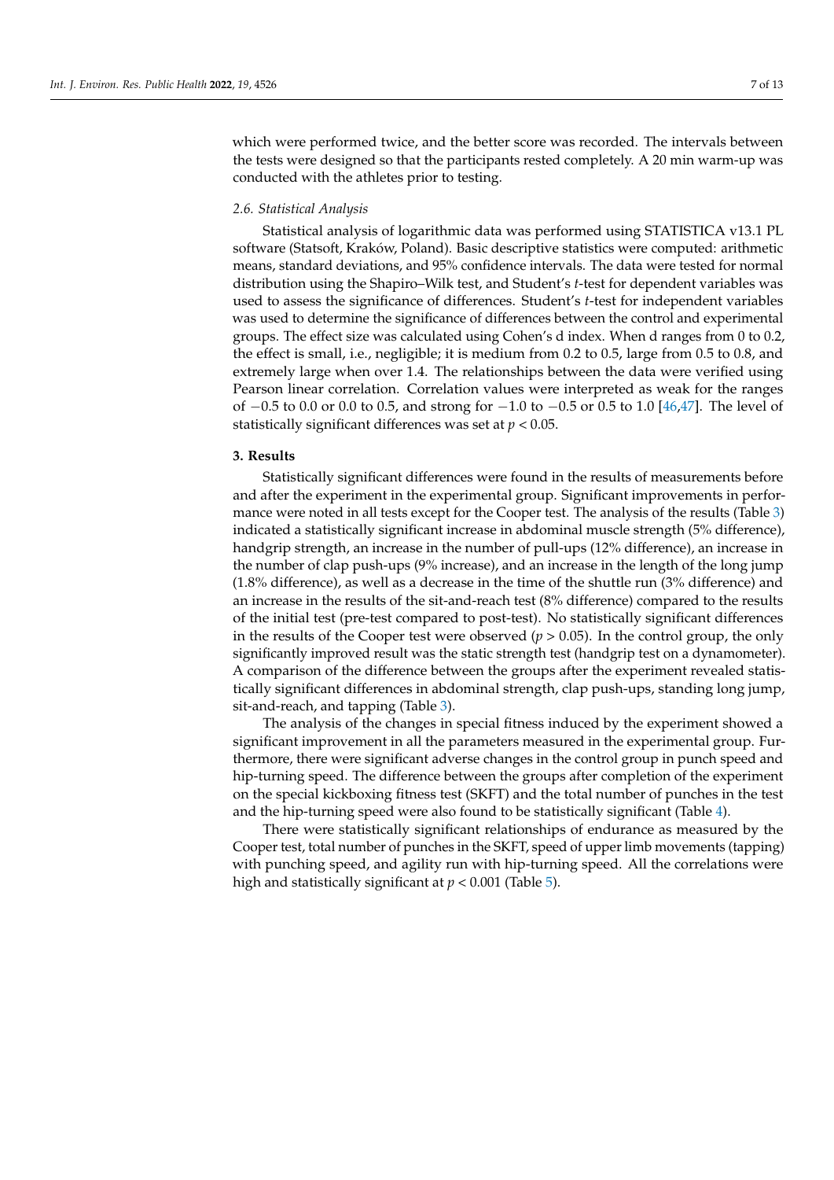which were performed twice, and the better score was recorded. The intervals between the tests were designed so that the participants rested completely. A 20 min warm-up was conducted with the athletes prior to testing.

### *2.6. Statistical Analysis*

Statistical analysis of logarithmic data was performed using STATISTICA v13.1 PL software (Statsoft, Kraków, Poland). Basic descriptive statistics were computed: arithmetic means, standard deviations, and 95% confidence intervals. The data were tested for normal distribution using the Shapiro–Wilk test, and Student's *t*-test for dependent variables was used to assess the significance of differences. Student's *t*-test for independent variables was used to determine the significance of differences between the control and experimental groups. The effect size was calculated using Cohen's d index. When d ranges from 0 to 0.2, the effect is small, i.e., negligible; it is medium from 0.2 to 0.5, large from 0.5 to 0.8, and extremely large when over 1.4. The relationships between the data were verified using Pearson linear correlation. Correlation values were interpreted as weak for the ranges of −0.5 to 0.0 or 0.0 to 0.5, and strong for −1.0 to −0.5 or 0.5 to 1.0 [46,47]. The level of statistically significant differences was set at $p < 0.05$.

## 3. Results

Statistically significant differences were found in the results of measurements before and after the experiment in the experimental group. Significant improvements in performance were noted in all tests except for the Cooper test. The analysis of the results (Table 3) indicated a statistically significant increase in abdominal muscle strength (5% difference), handgrip strength, an increase in the number of pull-ups (12% difference), an increase in the number of clap push-ups (9% increase), and an increase in the length of the long jump (1.8% difference), as well as a decrease in the time of the shuttle run (3% difference) and an increase in the results of the sit-and-reach test (8% difference) compared to the results of the initial test (pre-test compared to post-test). No statistically significant differences in the results of the Cooper test were observed ($p > 0.05$). In the control group, the only significantly improved result was the static strength test (handgrip test on a dynamometer). A comparison of the difference between the groups after the experiment revealed statistically significant differences in abdominal strength, clap push-ups, standing long jump, sit-and-reach, and tapping (Table 3).

The analysis of the changes in special fitness induced by the experiment showed a significant improvement in all the parameters measured in the experimental group. Furthermore, there were significant adverse changes in the control group in punch speed and hip-turning speed. The difference between the groups after completion of the experiment on the special kickboxing fitness test (SKFT) and the total number of punches in the test and the hip-turning speed were also found to be statistically significant (Table 4).

There were statistically significant relationships of endurance as measured by the Cooper test, total number of punches in the SKFT, speed of upper limb movements (tapping) with punching speed, and agility run with hip-turning speed. All the correlations were high and statistically significant at $p < 0.001$ (Table 5).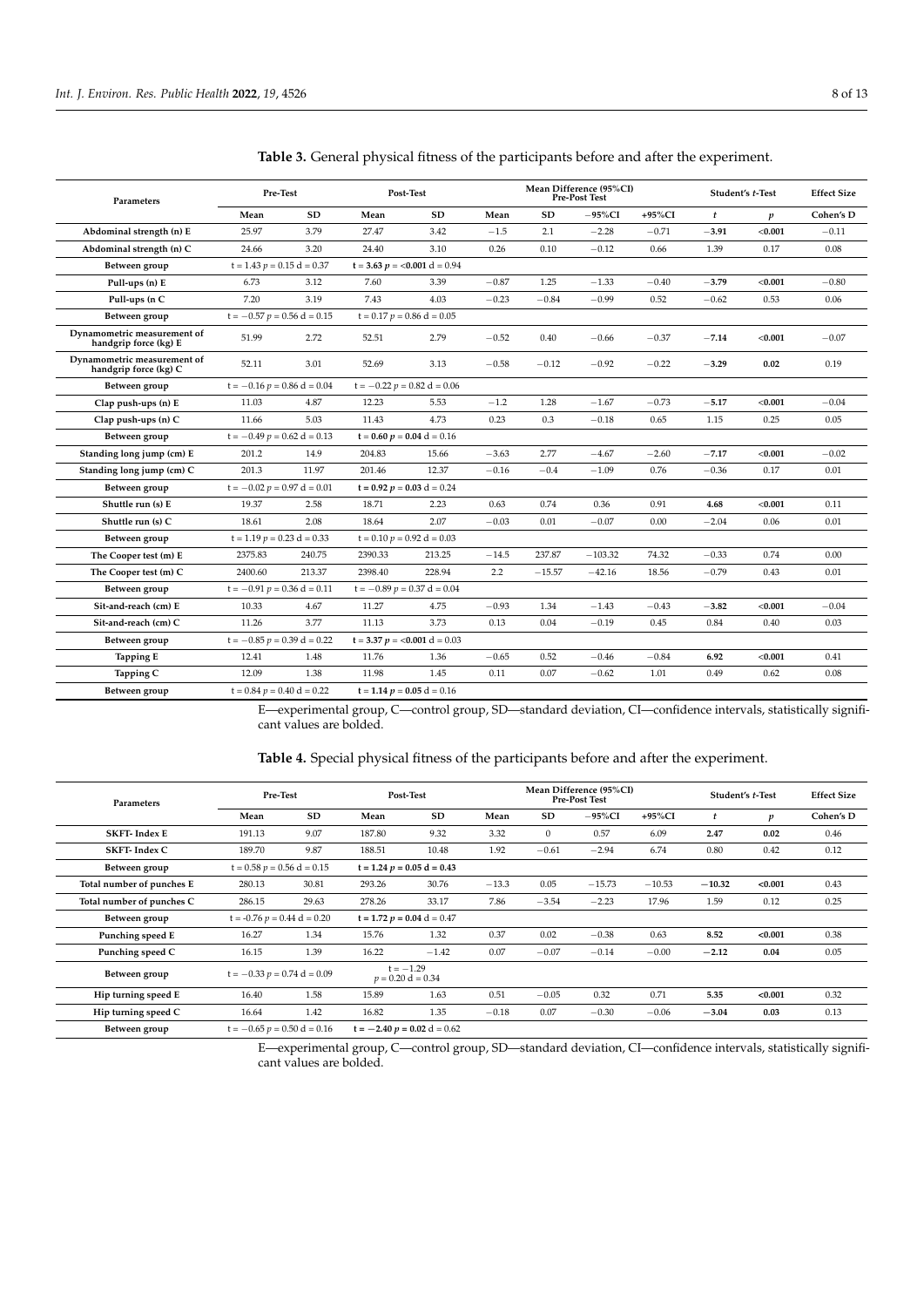**Table 3.** General physical fitness of the participants before and after the experiment.

| Parameters | Pre-Test | | Post-Test | | Mean Difference (95%CI) Pre-Post Test | | | | Student's *t*-Test | | Effect Size |
|---|---|---|---|---|---|---|---|---|---|---|---|
| | Mean | SD | Mean | SD | Mean | SD | −95%CI | +95%CI | *t* | *p* | Cohen's D |
| Abdominal strength (n) E | 25.97 | 3.79 | 27.47 | 3.42 | −1.5 | 2.1 | −2.28 | −0.71 | **−3.91** | **<0.001** | −0.11 |
| Abdominal strength (n) C | 24.66 | 3.20 | 24.40 | 3.10 | 0.26 | 0.10 | −0.12 | 0.66 | 1.39 | 0.17 | 0.08 |
| Between group | t = 1.43 *p* = 0.15 d = 0.37 | | **t = 3.63 *p* = <0.001** d = 0.94 | | | | | | | | |
| Pull-ups (n) E | 6.73 | 3.12 | 7.60 | 3.39 | −0.87 | 1.25 | −1.33 | −0.40 | **−3.79** | **<0.001** | −0.80 |
| Pull-ups (n C | 7.20 | 3.19 | 7.43 | 4.03 | −0.23 | −0.84 | −0.99 | 0.52 | −0.62 | 0.53 | 0.06 |
| Between group | t = −0.57 *p* = 0.56 d = 0.15 | | t = 0.17 *p* = 0.86 d = 0.05 | | | | | | | | |
| Dynamometric measurement of handgrip force (kg) E | 51.99 | 2.72 | 52.51 | 2.79 | −0.52 | 0.40 | −0.66 | −0.37 | **−7.14** | **<0.001** | −0.07 |
| Dynamometric measurement of handgrip force (kg) C | 52.11 | 3.01 | 52.69 | 3.13 | −0.58 | −0.12 | −0.92 | −0.22 | **−3.29** | **0.02** | 0.19 |
| Between group | t = −0.16 *p* = 0.86 d = 0.04 | | t = −0.22 *p* = 0.82 d = 0.06 | | | | | | | | |
| Clap push-ups (n) E | 11.03 | 4.87 | 12.23 | 5.53 | −1.2 | 1.28 | −1.67 | −0.73 | **−5.17** | **<0.001** | −0.04 |
| Clap push-ups (n) C | 11.66 | 5.03 | 11.43 | 4.73 | 0.23 | 0.3 | −0.18 | 0.65 | 1.15 | 0.25 | 0.05 |
| Between group | t = −0.49 *p* = 0.62 d = 0.13 | | **t = 0.60 *p* = 0.04** d = 0.16 | | | | | | | | |
| Standing long jump (cm) E | 201.2 | 14.9 | 204.83 | 15.66 | −3.63 | 2.77 | −4.67 | −2.60 | **−7.17** | **<0.001** | −0.02 |
| Standing long jump (cm) C | 201.3 | 11.97 | 201.46 | 12.37 | −0.16 | −0.4 | −1.09 | 0.76 | −0.36 | 0.17 | 0.01 |
| Between group | t = −0.02 *p* = 0.97 d = 0.01 | | **t = 0.92 *p* = 0.03** d = 0.24 | | | | | | | | |
| Shuttle run (s) E | 19.37 | 2.58 | 18.71 | 2.23 | 0.63 | 0.74 | 0.36 | 0.91 | **4.68** | **<0.001** | 0.11 |
| Shuttle run (s) C | 18.61 | 2.08 | 18.64 | 2.07 | −0.03 | 0.01 | −0.07 | 0.00 | −2.04 | 0.06 | 0.01 |
| Between group | t = 1.19 *p* = 0.23 d = 0.33 | | t = 0.10 *p* = 0.92 d = 0.03 | | | | | | | | |
| The Cooper test (m) E | 2375.83 | 240.75 | 2390.33 | 213.25 | −14.5 | 237.87 | −103.32 | 74.32 | −0.33 | 0.74 | 0.00 |
| The Cooper test (m) C | 2400.60 | 213.37 | 2398.40 | 228.94 | 2.2 | −15.57 | −42.16 | 18.56 | −0.79 | 0.43 | 0.01 |
| Between group | t = −0.91 *p* = 0.36 d = 0.11 | | t = −0.89 *p* = 0.37 d = 0.04 | | | | | | | | |
| Sit-and-reach (cm) E | 10.33 | 4.67 | 11.27 | 4.75 | −0.93 | 1.34 | −1.43 | −0.43 | **−3.82** | **<0.001** | −0.04 |
| Sit-and-reach (cm) C | 11.26 | 3.77 | 11.13 | 3.73 | 0.13 | 0.04 | −0.19 | 0.45 | 0.84 | 0.40 | 0.03 |
| Between group | t = −0.85 *p* = 0.39 d = 0.22 | | **t = 3.37 *p* = <0.001** d = 0.03 | | | | | | | | |
| Tapping E | 12.41 | 1.48 | 11.76 | 1.36 | −0.65 | 0.52 | −0.46 | −0.84 | **6.92** | **<0.001** | 0.41 |
| Tapping C | 12.09 | 1.38 | 11.98 | 1.45 | 0.11 | 0.07 | −0.62 | 1.01 | 0.49 | 0.62 | 0.08 |
| Between group | t = 0.84 *p* = 0.40 d = 0.22 | | **t = 1.14 *p* = 0.05** d = 0.16 | | | | | | | | |

E—experimental group, C—control group, SD—standard deviation, CI—confidence intervals, statistically significant values are bolded.

**Table 4.** Special physical fitness of the participants before and after the experiment.

| Parameters | Pre-Test | | Post-Test | | Mean Difference (95%CI) Pre-Post Test | | | | Student's *t*-Test | | Effect Size |
|---|---|---|---|---|---|---|---|---|---|---|---|
| | Mean | SD | Mean | SD | Mean | SD | −95%CI | +95%CI | *t* | *p* | Cohen's D |
| SKFT- Index E | 191.13 | 9.07 | 187.80 | 9.32 | 3.32 | 0 | 0.57 | 6.09 | **2.47** | **0.02** | 0.46 |
| SKFT- Index C | 189.70 | 9.87 | 188.51 | 10.48 | 1.92 | −0.61 | −2.94 | 6.74 | 0.80 | 0.42 | 0.12 |
| Between group | t = 0.58 *p* = 0.56 d = 0.15 | | **t = 1.24 *p* = 0.05 d = 0.43** | | | | | | | | |
| Total number of punches E | 280.13 | 30.81 | 293.26 | 30.76 | −13.3 | 0.05 | −15.73 | −10.53 | **−10.32** | **<0.001** | 0.43 |
| Total number of punches C | 286.15 | 29.63 | 278.26 | 33.17 | 7.86 | −3.54 | −2.23 | 17.96 | 1.59 | 0.12 | 0.25 |
| Between group | t = −0.76 *p* = 0.44 d = 0.20 | | **t = 1.72 *p* = 0.04** d = 0.47 | | | | | | | | |
| Punching speed E | 16.27 | 1.34 | 15.76 | 1.32 | 0.37 | 0.02 | −0.38 | 0.63 | **8.52** | **<0.001** | 0.38 |
| Punching speed C | 16.15 | 1.39 | 16.22 | −1.42 | 0.07 | −0.07 | −0.14 | −0.00 | **−2.12** | **0.04** | 0.05 |
| Between group | t = −0.33 *p* = 0.74 d = 0.09 | | t = −1.29 *p* = 0.20 d = 0.34 | | | | | | | | |
| Hip turning speed E | 16.40 | 1.58 | 15.89 | 1.63 | 0.51 | −0.05 | 0.32 | 0.71 | **5.35** | **<0.001** | 0.32 |
| Hip turning speed C | 16.64 | 1.42 | 16.82 | 1.35 | −0.18 | 0.07 | −0.30 | −0.06 | **−3.04** | **0.03** | 0.13 |
| Between group | t = −0.65 *p* = 0.50 d = 0.16 | | **t = −2.40 *p* = 0.02** d = 0.62 | | | | | | | | |

E—experimental group, C—control group, SD—standard deviation, CI—confidence intervals, statistically significant values are bolded.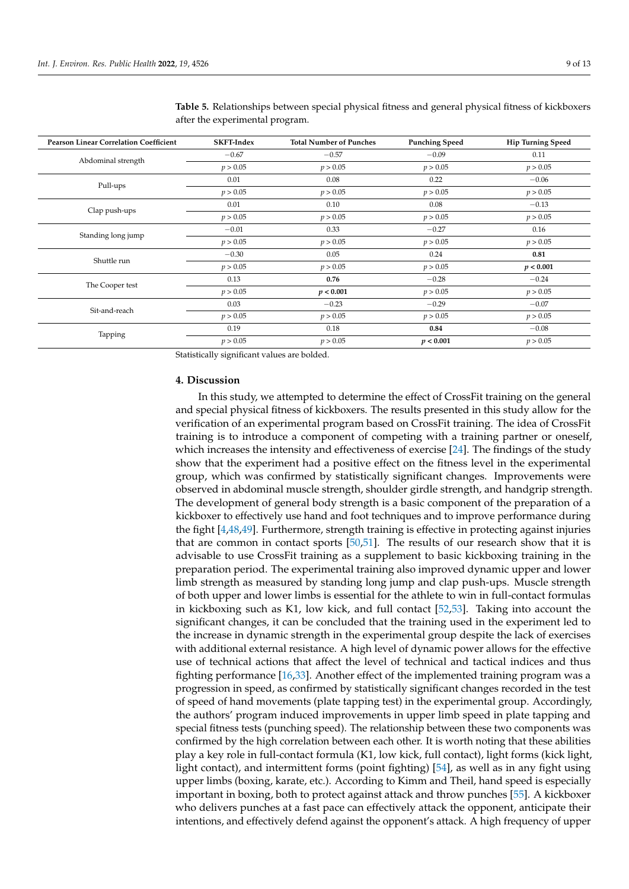**Table 5.** Relationships between special physical fitness and general physical fitness of kickboxers after the experimental program.

| Pearson Linear Correlation Coefficient | SKFT-Index | Total Number of Punches | Punching Speed | Hip Turning Speed |
|---|---|---|---|---|
| Abdominal strength | −0.67 | −0.57 | −0.09 | 0.11 |
| | $p > 0.05$ | $p > 0.05$ | $p > 0.05$ | $p > 0.05$ |
| Pull-ups | 0.01 | 0.08 | 0.22 | −0.06 |
| | $p > 0.05$ | $p > 0.05$ | $p > 0.05$ | $p > 0.05$ |
| Clap push-ups | 0.01 | 0.10 | 0.08 | −0.13 |
| | $p > 0.05$ | $p > 0.05$ | $p > 0.05$ | $p > 0.05$ |
| Standing long jump | −0.01 | 0.33 | −0.27 | 0.16 |
| | $p > 0.05$ | $p > 0.05$ | $p > 0.05$ | $p > 0.05$ |
| Shuttle run | −0.30 | 0.05 | 0.24 | **0.81** |
| | $p > 0.05$ | $p > 0.05$ | $p > 0.05$ | **$p < 0.001$** |
| The Cooper test | 0.13 | **0.76** | −0.28 | −0.24 |
| | $p > 0.05$ | **$p < 0.001$** | $p > 0.05$ | $p > 0.05$ |
| Sit-and-reach | 0.03 | −0.23 | −0.29 | −0.07 |
| | $p > 0.05$ | $p > 0.05$ | $p > 0.05$ | $p > 0.05$ |
| Tapping | 0.19 | 0.18 | **0.84** | −0.08 |
| | $p > 0.05$ | $p > 0.05$ | **$p < 0.001$** | $p > 0.05$ |

Statistically significant values are bolded.

## 4. Discussion

In this study, we attempted to determine the effect of CrossFit training on the general and special physical fitness of kickboxers. The results presented in this study allow for the verification of an experimental program based on CrossFit training. The idea of CrossFit training is to introduce a component of competing with a training partner or oneself, which increases the intensity and effectiveness of exercise [24]. The findings of the study show that the experiment had a positive effect on the fitness level in the experimental group, which was confirmed by statistically significant changes. Improvements were observed in abdominal muscle strength, shoulder girdle strength, and handgrip strength. The development of general body strength is a basic component of the preparation of a kickboxer to effectively use hand and foot techniques and to improve performance during the fight [4,48,49]. Furthermore, strength training is effective in protecting against injuries that are common in contact sports [50,51]. The results of our research show that it is advisable to use CrossFit training as a supplement to basic kickboxing training in the preparation period. The experimental training also improved dynamic upper and lower limb strength as measured by standing long jump and clap push-ups. Muscle strength of both upper and lower limbs is essential for the athlete to win in full-contact formulas in kickboxing such as K1, low kick, and full contact [52,53]. Taking into account the significant changes, it can be concluded that the training used in the experiment led to the increase in dynamic strength in the experimental group despite the lack of exercises with additional external resistance. A high level of dynamic power allows for the effective use of technical actions that affect the level of technical and tactical indices and thus fighting performance [16,33]. Another effect of the implemented training program was a progression in speed, as confirmed by statistically significant changes recorded in the test of speed of hand movements (plate tapping test) in the experimental group. Accordingly, the authors' program induced improvements in upper limb speed in plate tapping and special fitness tests (punching speed). The relationship between these two components was confirmed by the high correlation between each other. It is worth noting that these abilities play a key role in full-contact formula (K1, low kick, full contact), light forms (kick light, light contact), and intermittent forms (point fighting) [54], as well as in any fight using upper limbs (boxing, karate, etc.). According to Kimm and Theil, hand speed is especially important in boxing, both to protect against attack and throw punches [55]. A kickboxer who delivers punches at a fast pace can effectively attack the opponent, anticipate their intentions, and effectively defend against the opponent's attack. A high frequency of upper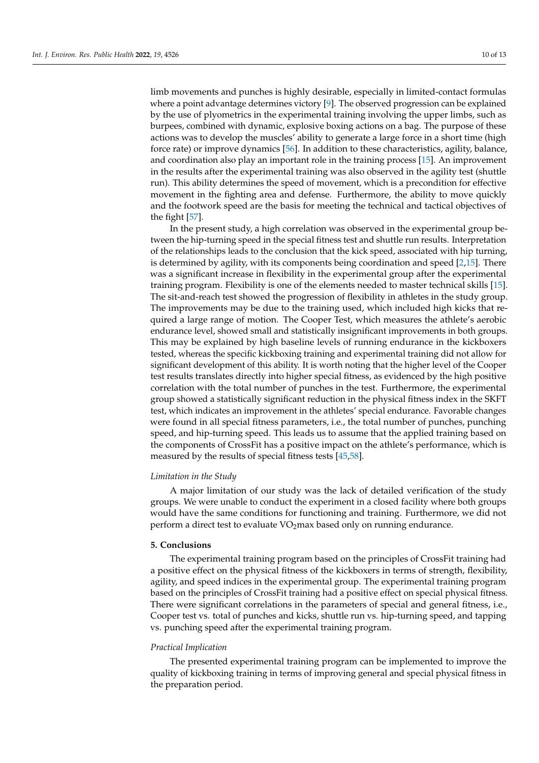limb movements and punches is highly desirable, especially in limited-contact formulas where a point advantage determines victory [9]. The observed progression can be explained by the use of plyometrics in the experimental training involving the upper limbs, such as burpees, combined with dynamic, explosive boxing actions on a bag. The purpose of these actions was to develop the muscles' ability to generate a large force in a short time (high force rate) or improve dynamics [56]. In addition to these characteristics, agility, balance, and coordination also play an important role in the training process [15]. An improvement in the results after the experimental training was also observed in the agility test (shuttle run). This ability determines the speed of movement, which is a precondition for effective movement in the fighting area and defense. Furthermore, the ability to move quickly and the footwork speed are the basis for meeting the technical and tactical objectives of the fight [57].

In the present study, a high correlation was observed in the experimental group between the hip-turning speed in the special fitness test and shuttle run results. Interpretation of the relationships leads to the conclusion that the kick speed, associated with hip turning, is determined by agility, with its components being coordination and speed [2,15]. There was a significant increase in flexibility in the experimental group after the experimental training program. Flexibility is one of the elements needed to master technical skills [15]. The sit-and-reach test showed the progression of flexibility in athletes in the study group. The improvements may be due to the training used, which included high kicks that required a large range of motion. The Cooper Test, which measures the athlete's aerobic endurance level, showed small and statistically insignificant improvements in both groups. This may be explained by high baseline levels of running endurance in the kickboxers tested, whereas the specific kickboxing training and experimental training did not allow for significant development of this ability. It is worth noting that the higher level of the Cooper test results translates directly into higher special fitness, as evidenced by the high positive correlation with the total number of punches in the test. Furthermore, the experimental group showed a statistically significant reduction in the physical fitness index in the SKFT test, which indicates an improvement in the athletes' special endurance. Favorable changes were found in all special fitness parameters, i.e., the total number of punches, punching speed, and hip-turning speed. This leads us to assume that the applied training based on the components of CrossFit has a positive impact on the athlete's performance, which is measured by the results of special fitness tests [45,58].

*Limitation in the Study*

A major limitation of our study was the lack of detailed verification of the study groups. We were unable to conduct the experiment in a closed facility where both groups would have the same conditions for functioning and training. Furthermore, we did not perform a direct test to evaluate $VO_2$max based only on running endurance.

## 5. Conclusions

The experimental training program based on the principles of CrossFit training had a positive effect on the physical fitness of the kickboxers in terms of strength, flexibility, agility, and speed indices in the experimental group. The experimental training program based on the principles of CrossFit training had a positive effect on special physical fitness. There were significant correlations in the parameters of special and general fitness, i.e., Cooper test vs. total of punches and kicks, shuttle run vs. hip-turning speed, and tapping vs. punching speed after the experimental training program.

*Practical Implication*

The presented experimental training program can be implemented to improve the quality of kickboxing training in terms of improving general and special physical fitness in the preparation period.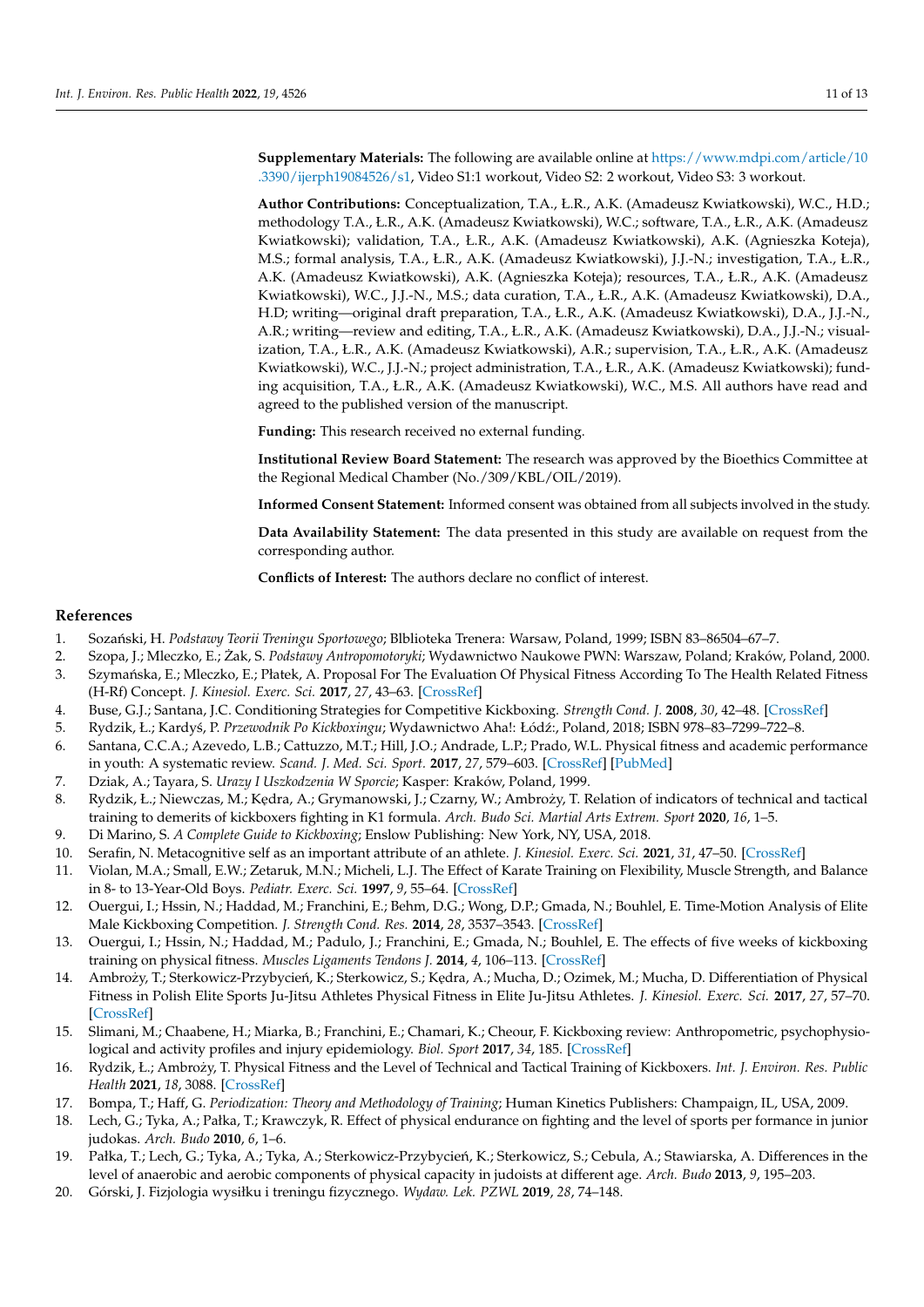**Supplementary Materials:** The following are available online at https://www.mdpi.com/article/10.3390/ijerph19084526/s1, Video S1:1 workout, Video S2: 2 workout, Video S3: 3 workout.

**Author Contributions:** Conceptualization, T.A., Ł.R., A.K. (Amadeusz Kwiatkowski), W.C., H.D.; methodology T.A., Ł.R., A.K. (Amadeusz Kwiatkowski), W.C.; software, T.A., Ł.R., A.K. (Amadeusz Kwiatkowski); validation, T.A., Ł.R., A.K. (Amadeusz Kwiatkowski), A.K. (Agnieszka Koteja), M.S.; formal analysis, T.A., Ł.R., A.K. (Amadeusz Kwiatkowski), J.J.-N.; investigation, T.A., Ł.R., A.K. (Amadeusz Kwiatkowski), A.K. (Agnieszka Koteja); resources, T.A., Ł.R., A.K. (Amadeusz Kwiatkowski), W.C., J.J.-N., M.S.; data curation, T.A., Ł.R., A.K. (Amadeusz Kwiatkowski), D.A., H.D; writing—original draft preparation, T.A., Ł.R., A.K. (Amadeusz Kwiatkowski), D.A., J.J.-N., A.R.; writing—review and editing, T.A., Ł.R., A.K. (Amadeusz Kwiatkowski), D.A., J.J.-N.; visualization, T.A., Ł.R., A.K. (Amadeusz Kwiatkowski), A.R.; supervision, T.A., Ł.R., A.K. (Amadeusz Kwiatkowski), W.C., J.J.-N.; project administration, T.A., Ł.R., A.K. (Amadeusz Kwiatkowski); funding acquisition, T.A., Ł.R., A.K. (Amadeusz Kwiatkowski), W.C., M.S. All authors have read and agreed to the published version of the manuscript.

**Funding:** This research received no external funding.

**Institutional Review Board Statement:** The research was approved by the Bioethics Committee at the Regional Medical Chamber (No./309/KBL/OIL/2019).

**Informed Consent Statement:** Informed consent was obtained from all subjects involved in the study.

**Data Availability Statement:** The data presented in this study are available on request from the corresponding author.

**Conflicts of Interest:** The authors declare no conflict of interest.

## References

1. Sozański, H. *Podstawy Teorii Treningu Sportowego*; Blblioteka Trenera: Warsaw, Poland, 1999; ISBN 83–86504–67–7.
2. Szopa, J.; Mleczko, E.; Żak, S. *Podstawy Antropomotoryki*; Wydawnictwo Naukowe PWN: Warszaw, Poland; Kraków, Poland, 2000.
3. Szymańska, E.; Mleczko, E.; Płatek, A. Proposal For The Evaluation Of Physical Fitness According To The Health Related Fitness (H-Rf) Concept. *J. Kinesiol. Exerc. Sci.* **2017**, *27*, 43–63. [CrossRef]
4. Buse, G.J.; Santana, J.C. Conditioning Strategies for Competitive Kickboxing. *Strength Cond. J.* **2008**, *30*, 42–48. [CrossRef]
5. Rydzik, Ł.; Kardyś, P. *Przewodnik Po Kickboxingu*; Wydawnictwo Aha!: Łódź:, Poland, 2018; ISBN 978–83–7299–722–8.
6. Santana, C.C.A.; Azevedo, L.B.; Cattuzzo, M.T.; Hill, J.O.; Andrade, L.P.; Prado, W.L. Physical fitness and academic performance in youth: A systematic review. *Scand. J. Med. Sci. Sport.* **2017**, *27*, 579–603. [CrossRef] [PubMed]
7. Dziak, A.; Tayara, S. *Urazy I Uszkodzenia W Sporcie*; Kasper: Kraków, Poland, 1999.
8. Rydzik, Ł.; Niewczas, M.; Kędra, A.; Grymanowski, J.; Czarny, W.; Ambroży, T. Relation of indicators of technical and tactical training to demerits of kickboxers fighting in K1 formula. *Arch. Budo Sci. Martial Arts Extrem. Sport* **2020**, *16*, 1–5.
9. Di Marino, S. *A Complete Guide to Kickboxing*; Enslow Publishing: New York, NY, USA, 2018.
10. Serafin, N. Metacognitive self as an important attribute of an athlete. *J. Kinesiol. Exerc. Sci.* **2021**, *31*, 47–50. [CrossRef]
11. Violan, M.A.; Small, E.W.; Zetaruk, M.N.; Micheli, L.J. The Effect of Karate Training on Flexibility, Muscle Strength, and Balance in 8- to 13-Year-Old Boys. *Pediatr. Exerc. Sci.* **1997**, *9*, 55–64. [CrossRef]
12. Ouergui, I.; Hssin, N.; Haddad, M.; Franchini, E.; Behm, D.G.; Wong, D.P.; Gmada, N.; Bouhlel, E. Time-Motion Analysis of Elite Male Kickboxing Competition. *J. Strength Cond. Res.* **2014**, *28*, 3537–3543. [CrossRef]
13. Ouergui, I.; Hssin, N.; Haddad, M.; Padulo, J.; Franchini, E.; Gmada, N.; Bouhlel, E. The effects of five weeks of kickboxing training on physical fitness. *Muscles Ligaments Tendons J.* **2014**, *4*, 106–113. [CrossRef]
14. Ambroży, T.; Sterkowicz-Przybycień, K.; Sterkowicz, S.; Kędra, A.; Mucha, D.; Ozimek, M.; Mucha, D. Differentiation of Physical Fitness in Polish Elite Sports Ju-Jitsu Athletes Physical Fitness in Elite Ju-Jitsu Athletes. *J. Kinesiol. Exerc. Sci.* **2017**, *27*, 57–70. [CrossRef]
15. Slimani, M.; Chaabene, H.; Miarka, B.; Franchini, E.; Chamari, K.; Cheour, F. Kickboxing review: Anthropometric, psychophysiological and activity profiles and injury epidemiology. *Biol. Sport* **2017**, *34*, 185. [CrossRef]
16. Rydzik, Ł.; Ambroży, T. Physical Fitness and the Level of Technical and Tactical Training of Kickboxers. *Int. J. Environ. Res. Public Health* **2021**, *18*, 3088. [CrossRef]
17. Bompa, T.; Haff, G. *Periodization: Theory and Methodology of Training*; Human Kinetics Publishers: Champaign, IL, USA, 2009.
18. Lech, G.; Tyka, A.; Pałka, T.; Krawczyk, R. Effect of physical endurance on fighting and the level of sports per formance in junior judokas. *Arch. Budo* **2010**, *6*, 1–6.
19. Pałka, T.; Lech, G.; Tyka, A.; Tyka, A.; Sterkowicz-Przybycień, K.; Sterkowicz, S.; Cebula, A.; Stawiarska, A. Differences in the level of anaerobic and aerobic components of physical capacity in judoists at different age. *Arch. Budo* **2013**, *9*, 195–203.
20. Górski, J. Fizjologia wysiłku i treningu fizycznego. *Wydaw. Lek. PZWL* **2019**, *28*, 74–148.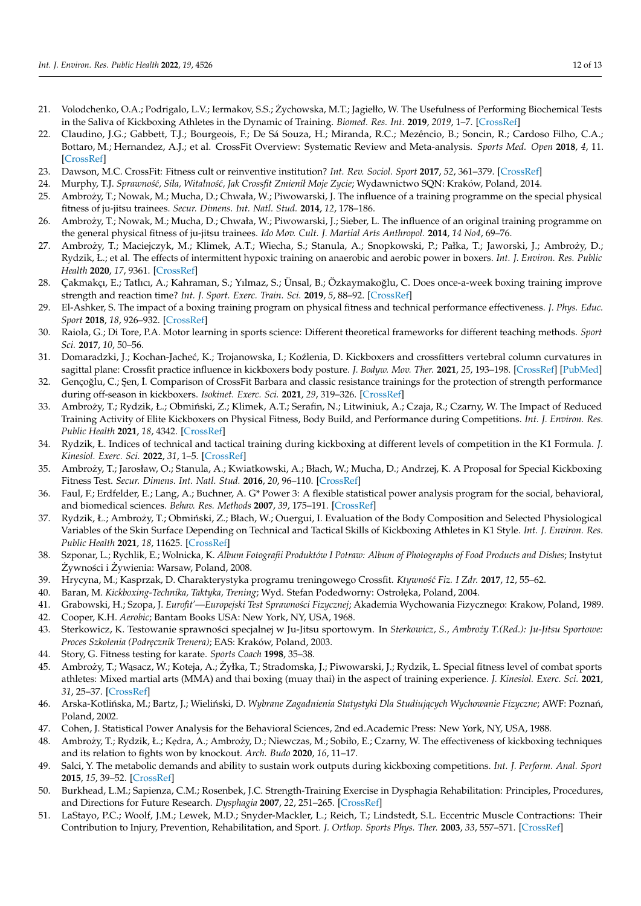21. Volodchenko, O.A.; Podrigalo, L.V.; Iermakov, S.S.; Żychowska, M.T.; Jagiełło, W. The Usefulness of Performing Biochemical Tests in the Saliva of Kickboxing Athletes in the Dynamic of Training. *Biomed. Res. Int.* **2019**, *2019*, 1–7. [CrossRef]
22. Claudino, J.G.; Gabbett, T.J.; Bourgeois, F.; De Sá Souza, H.; Miranda, R.C.; Mezêncio, B.; Soncin, R.; Cardoso Filho, C.A.; Bottaro, M.; Hernandez, A.J.; et al. CrossFit Overview: Systematic Review and Meta-analysis. *Sports Med. Open* **2018**, *4*, 11. [CrossRef]
23. Dawson, M.C. CrossFit: Fitness cult or reinventive institution? *Int. Rev. Sociol. Sport* **2017**, *52*, 361–379. [CrossRef]
24. Murphy, T.J. *Sprawność, Siła, Witalność, Jak Crossfit Zmienił Moje Zycie*; Wydawnictwo SQN: Kraków, Poland, 2014.
25. Ambroży, T.; Nowak, M.; Mucha, D.; Chwała, W.; Piwowarski, J. The influence of a training programme on the special physical fitness of ju-jitsu trainees. *Secur. Dimens. Int. Natl. Stud.* **2014**, *12*, 178–186.
26. Ambroży, T.; Nowak, M.; Mucha, D.; Chwała, W.; Piwowarski, J.; Sieber, L. The influence of an original training programme on the general physical fitness of ju-jitsu trainees. *Ido Mov. Cult. J. Martial Arts Anthropol.* **2014**, *14 No4*, 69–76.
27. Ambroży, T.; Maciejczyk, M.; Klimek, A.T.; Wiecha, S.; Stanula, A.; Snopkowski, P.; Pałka, T.; Jaworski, J.; Ambroży, D.; Rydzik, Ł.; et al. The effects of intermittent hypoxic training on anaerobic and aerobic power in boxers. *Int. J. Environ. Res. Public Health* **2020**, *17*, 9361. [CrossRef]
28. Çakmakçı, E.; Tatlıcı, A.; Kahraman, S.; Yılmaz, S.; Ünsal, B.; Özkaymakoğlu, C. Does once-a-week boxing training improve strength and reaction time? *Int. J. Sport. Exerc. Train. Sci.* **2019**, *5*, 88–92. [CrossRef]
29. El-Ashker, S. The impact of a boxing training program on physical fitness and technical performance effectiveness. *J. Phys. Educ. Sport* **2018**, *18*, 926–932. [CrossRef]
30. Raiola, G.; Di Tore, P.A. Motor learning in sports science: Different theoretical frameworks for different teaching methods. *Sport Sci.* **2017**, *10*, 50–56.
31. Domaradzki, J.; Kochan-Jacheć, K.; Trojanowska, I.; Koźlenia, D. Kickboxers and crossfitters vertebral column curvatures in sagittal plane: Crossfit practice influence in kickboxers body posture. *J. Bodyw. Mov. Ther.* **2021**, *25*, 193–198. [CrossRef] [PubMed]
32. Gençoğlu, C.; Şen, İ. Comparison of CrossFit Barbara and classic resistance trainings for the protection of strength performance during off-season in kickboxers. *Isokinet. Exerc. Sci.* **2021**, *29*, 319–326. [CrossRef]
33. Ambroży, T.; Rydzik, Ł.; Obmiński, Z.; Klimek, A.T.; Serafin, N.; Litwiniuk, A.; Czaja, R.; Czarny, W. The Impact of Reduced Training Activity of Elite Kickboxers on Physical Fitness, Body Build, and Performance during Competitions. *Int. J. Environ. Res. Public Health* **2021**, *18*, 4342. [CrossRef]
34. Rydzik, Ł. Indices of technical and tactical training during kickboxing at different levels of competition in the K1 Formula. *J. Kinesiol. Exerc. Sci.* **2022**, *31*, 1–5. [CrossRef]
35. Ambroży, T.; Jarosław, O.; Stanula, A.; Kwiatkowski, A.; Błach, W.; Mucha, D.; Andrzej, K. A Proposal for Special Kickboxing Fitness Test. *Secur. Dimens. Int. Natl. Stud.* **2016**, *20*, 96–110. [CrossRef]
36. Faul, F.; Erdfelder, E.; Lang, A.; Buchner, A. G* Power 3: A flexible statistical power analysis program for the social, behavioral, and biomedical sciences. *Behav. Res. Methods* **2007**, *39*, 175–191. [CrossRef]
37. Rydzik, Ł.; Ambroży, T.; Obmiński, Z.; Błach, W.; Ouergui, I. Evaluation of the Body Composition and Selected Physiological Variables of the Skin Surface Depending on Technical and Tactical Skills of Kickboxing Athletes in K1 Style. *Int. J. Environ. Res. Public Health* **2021**, *18*, 11625. [CrossRef]
38. Szponar, L.; Rychlik, E.; Wolnicka, K. *Album Fotografii Produktów I Potraw: Album of Photographs of Food Products and Dishes*; Instytut Żywności i Żywienia: Warsaw, Poland, 2008.
39. Hrycyna, M.; Kasprzak, D. Charakterystyka programu treningowego Crossfit. *Ktywność Fiz. I Zdr.* **2017**, *12*, 55–62.
40. Baran, M. *Kickboxing-Technika, Taktyka, Trening*; Wyd. Stefan Podedworny: Ostrołęka, Poland, 2004.
41. Grabowski, H.; Szopa, J. *Eurofit'—Europejski Test Sprawności Fizycznej*; Akademia Wychowania Fizycznego: Krakow, Poland, 1989.
42. Cooper, K.H. *Aerobic*; Bantam Books USA: New York, NY, USA, 1968.
43. Sterkowicz, K. Testowanie sprawności specjalnej w Ju-Jitsu sportowym. In *Sterkowicz, S., Ambroży T.(Red.): Ju-Jitsu Sportowe: Proces Szkolenia (Podręcznik Trenera)*; EAS: Kraków, Poland, 2003.
44. Story, G. Fitness testing for karate. *Sports Coach* **1998**, 35–38.
45. Ambroży, T.; Wąsacz, W.; Koteja, A.; Żyłka, T.; Stradomska, J.; Piwowarski, J.; Rydzik, Ł. Special fitness level of combat sports athletes: Mixed martial arts (MMA) and thai boxing (muay thai) in the aspect of training experience. *J. Kinesiol. Exerc. Sci.* **2021**, *31*, 25–37. [CrossRef]
46. Arska-Kotlińska, M.; Bartz, J.; Wieliński, D. *Wybrane Zagadnienia Statystyki Dla Studiujących Wychowanie Fizyczne*; AWF: Poznań, Poland, 2002.
47. Cohen, J. Statistical Power Analysis for the Behavioral Sciences, 2nd ed.Academic Press: New York, NY, USA, 1988.
48. Ambroży, T.; Rydzik, Ł.; Kędra, A.; Ambroży, D.; Niewczas, M.; Sobiło, E.; Czarny, W. The effectiveness of kickboxing techniques and its relation to fights won by knockout. *Arch. Budo* **2020**, *16*, 11–17.
49. Salci, Y. The metabolic demands and ability to sustain work outputs during kickboxing competitions. *Int. J. Perform. Anal. Sport* **2015**, *15*, 39–52. [CrossRef]
50. Burkhead, L.M.; Sapienza, C.M.; Rosenbek, J.C. Strength-Training Exercise in Dysphagia Rehabilitation: Principles, Procedures, and Directions for Future Research. *Dysphagia* **2007**, *22*, 251–265. [CrossRef]
51. LaStayo, P.C.; Woolf, J.M.; Lewek, M.D.; Snyder-Mackler, L.; Reich, T.; Lindstedt, S.L. Eccentric Muscle Contractions: Their Contribution to Injury, Prevention, Rehabilitation, and Sport. *J. Orthop. Sports Phys. Ther.* **2003**, *33*, 557–571. [CrossRef]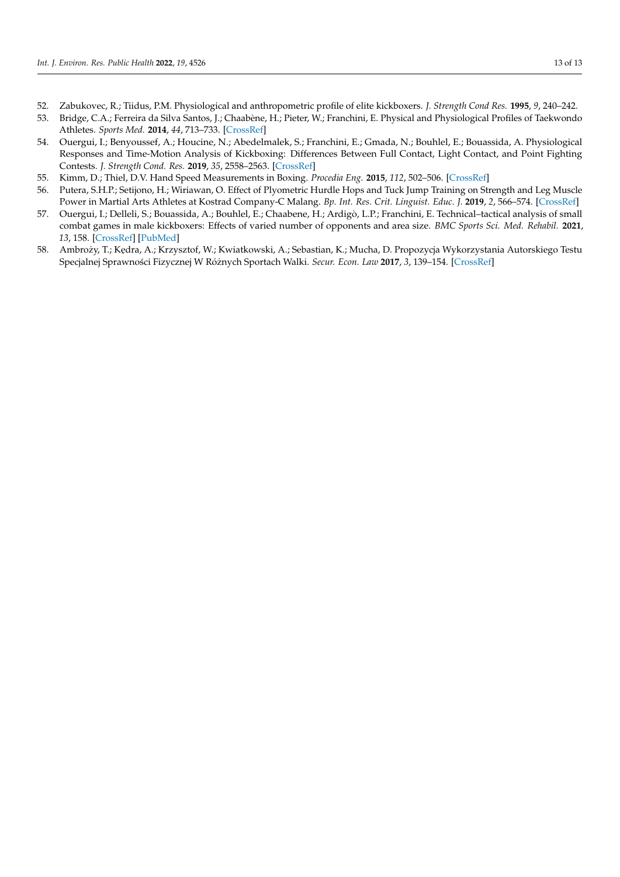52. Zabukovec, R.; Tiidus, P.M. Physiological and anthropometric profile of elite kickboxers. *J. Strength Cond Res.* **1995**, *9*, 240–242.
53. Bridge, C.A.; Ferreira da Silva Santos, J.; Chaabène, H.; Pieter, W.; Franchini, E. Physical and Physiological Profiles of Taekwondo Athletes. *Sports Med.* **2014**, *44*, 713–733. [CrossRef]
54. Ouergui, I.; Benyoussef, A.; Houcine, N.; Abedelmalek, S.; Franchini, E.; Gmada, N.; Bouhlel, E.; Bouassida, A. Physiological Responses and Time-Motion Analysis of Kickboxing: Differences Between Full Contact, Light Contact, and Point Fighting Contests. *J. Strength Cond. Res.* **2019**, *35*, 2558–2563. [CrossRef]
55. Kimm, D.; Thiel, D.V. Hand Speed Measurements in Boxing. *Procedia Eng.* **2015**, *112*, 502–506. [CrossRef]
56. Putera, S.H.P.; Setijono, H.; Wiriawan, O. Effect of Plyometric Hurdle Hops and Tuck Jump Training on Strength and Leg Muscle Power in Martial Arts Athletes at Kostrad Company-C Malang. *Bp. Int. Res. Crit. Linguist. Educ. J.* **2019**, *2*, 566–574. [CrossRef]
57. Ouergui, I.; Delleli, S.; Bouassida, A.; Bouhlel, E.; Chaabene, H.; Ardigò, L.P.; Franchini, E. Technical–tactical analysis of small combat games in male kickboxers: Effects of varied number of opponents and area size. *BMC Sports Sci. Med. Rehabil.* **2021**, *13*, 158. [CrossRef] [PubMed]
58. Ambroży, T.; Kędra, A.; Krzysztof, W.; Kwiatkowski, A.; Sebastian, K.; Mucha, D. Propozycja Wykorzystania Autorskiego Testu Specjalnej Sprawności Fizycznej W Różnych Sportach Walki. *Secur. Econ. Law* **2017**, *3*, 139–154. [CrossRef]